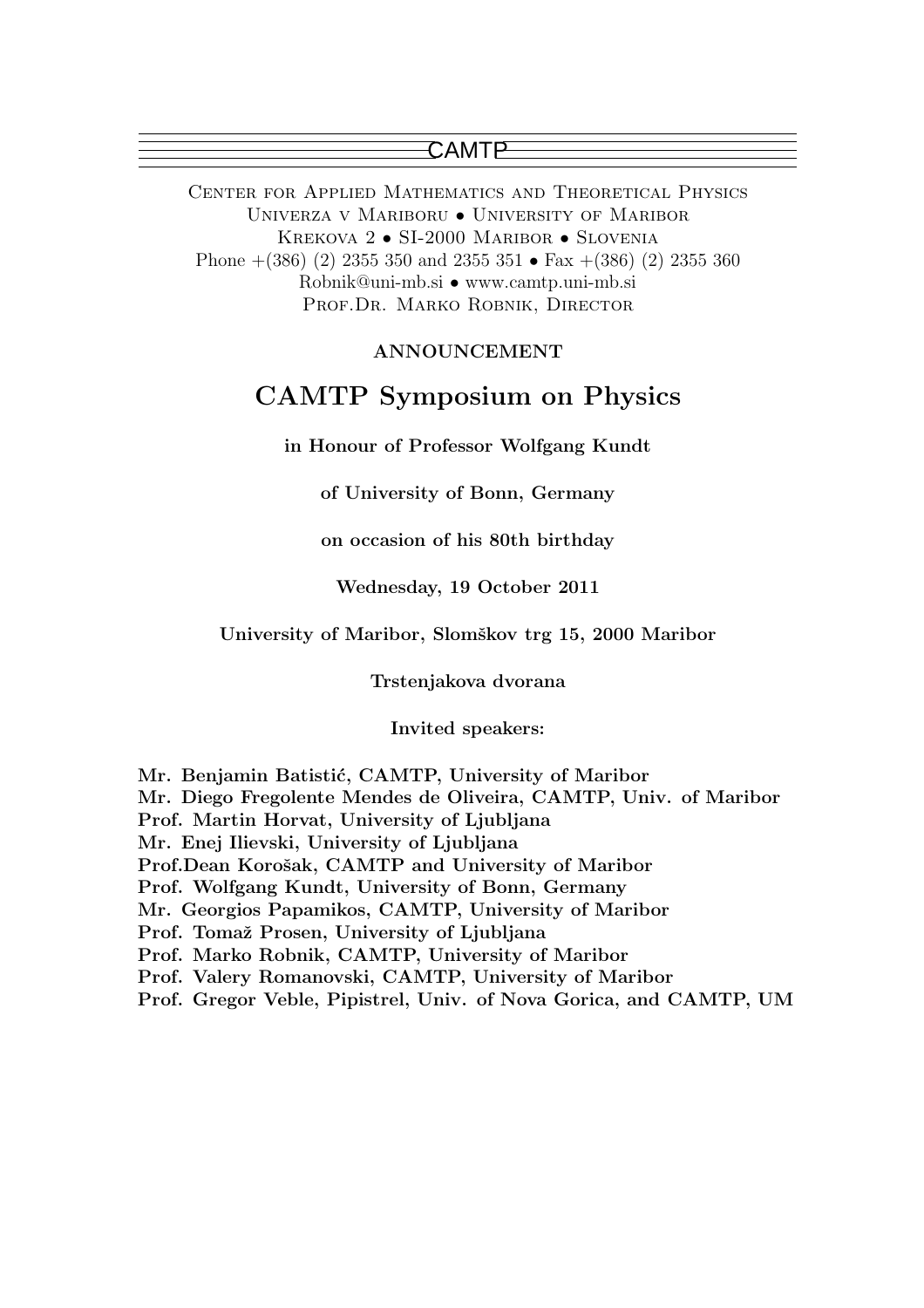CAMTP

CENTER FOR APPLIED MATHEMATICS AND THEORETICAL PHYSICS
UNIVERZA V MARIBORU • UNIVERSITY OF MARIBOR
KREKOVA 2 • SI-2000 MARIBOR • SLOVENIA
Phone +(386) (2) 2355 350 and 2355 351 • Fax +(386) (2) 2355 360
Robnik@uni-mb.si • www.camtp.uni-mb.si
PROF.DR. MARKO ROBNIK, DIRECTOR

**ANNOUNCEMENT**

# CAMTP Symposium on Physics

**in Honour of Professor Wolfgang Kundt**

**of University of Bonn, Germany**

**on occasion of his 80th birthday**

**Wednesday, 19 October 2011**

**University of Maribor, Slomškov trg 15, 2000 Maribor**

**Trstenjakova dvorana**

**Invited speakers:**

**Mr. Benjamin Batistić, CAMTP, University of Maribor**
**Mr. Diego Fregolente Mendes de Oliveira, CAMTP, Univ. of Maribor**
**Prof. Martin Horvat, University of Ljubljana**
**Mr. Enej Ilievski, University of Ljubljana**
**Prof.Dean Korošak, CAMTP and University of Maribor**
**Prof. Wolfgang Kundt, University of Bonn, Germany**
**Mr. Georgios Papamikos, CAMTP, University of Maribor**
**Prof. Tomaž Prosen, University of Ljubljana**
**Prof. Marko Robnik, CAMTP, University of Maribor**
**Prof. Valery Romanovski, CAMTP, University of Maribor**
**Prof. Gregor Veble, Pipistrel, Univ. of Nova Gorica, and CAMTP, UM**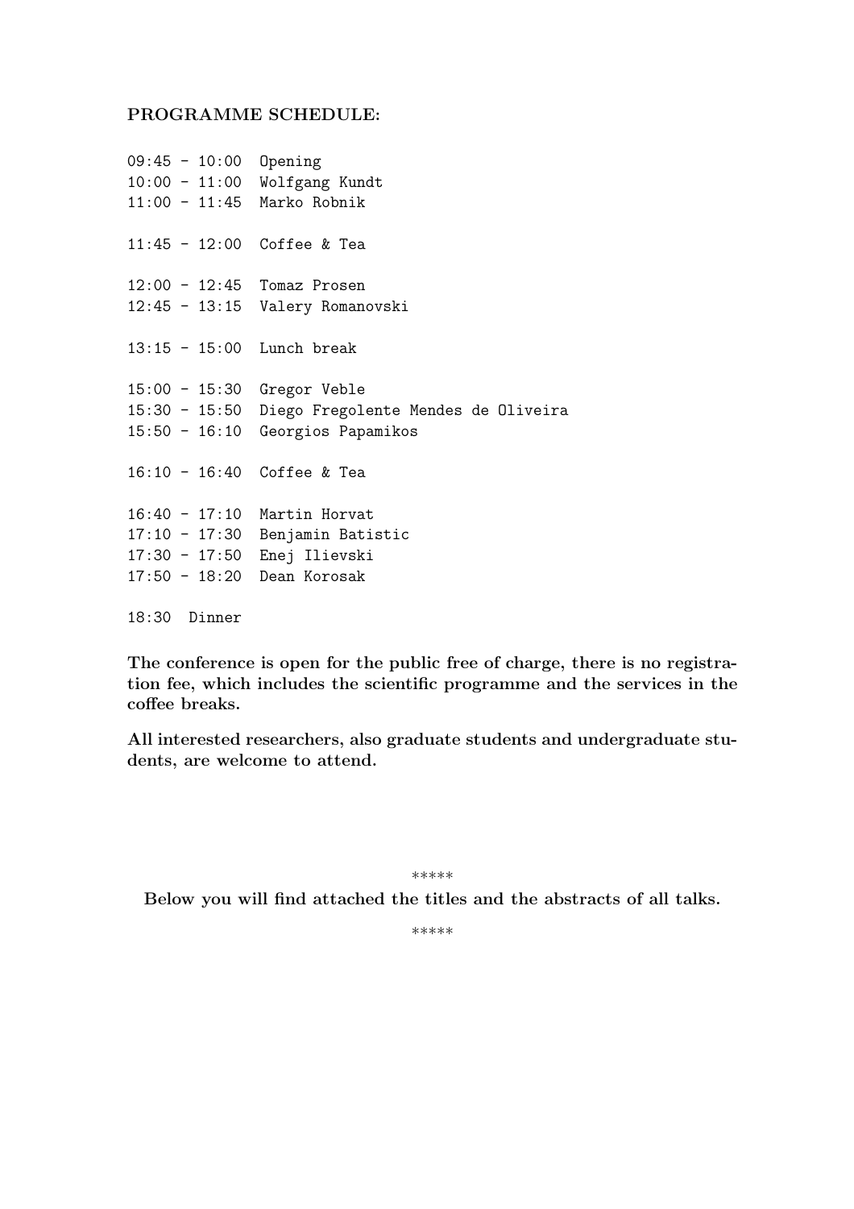**PROGRAMME SCHEDULE:**

```
09:45 - 10:00  Opening
10:00 - 11:00  Wolfgang Kundt
11:00 - 11:45  Marko Robnik

11:45 - 12:00  Coffee & Tea

12:00 - 12:45  Tomaz Prosen
12:45 - 13:15  Valery Romanovski

13:15 - 15:00  Lunch break

15:00 - 15:30  Gregor Veble
15:30 - 15:50  Diego Fregolente Mendes de Oliveira
15:50 - 16:10  Georgios Papamikos

16:10 - 16:40  Coffee & Tea

16:40 - 17:10  Martin Horvat
17:10 - 17:30  Benjamin Batistic
17:30 - 17:50  Enej Ilievski
17:50 - 18:20  Dean Korosak

18:30  Dinner
```

**The conference is open for the public free of charge, there is no registration fee, which includes the scientific programme and the services in the coffee breaks.**

**All interested researchers, also graduate students and undergraduate students, are welcome to attend.**

\*\*\*\*\*

**Below you will find attached the titles and the abstracts of all talks.**

\*\*\*\*\*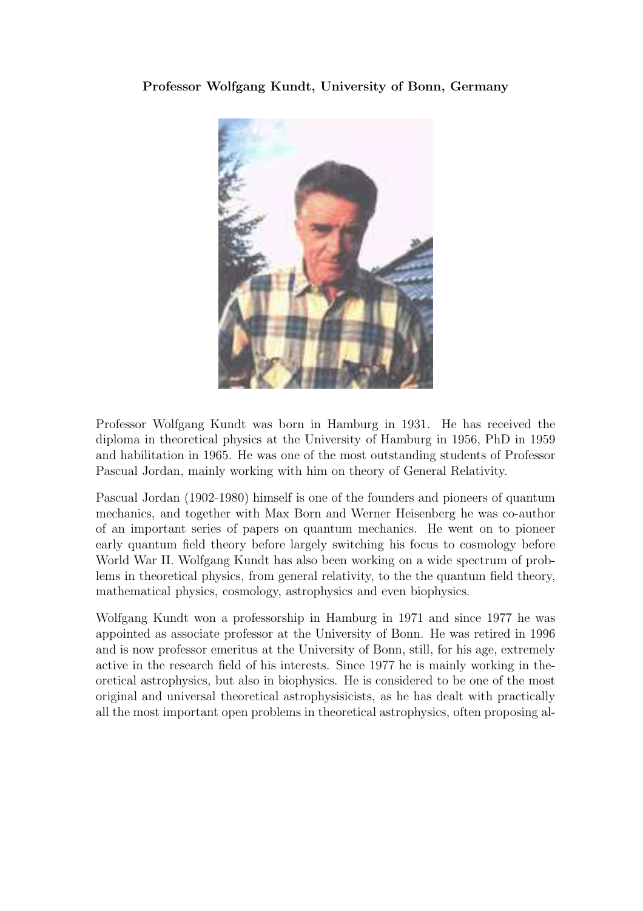**Professor Wolfgang Kundt, University of Bonn, Germany**

Professor Wolfgang Kundt was born in Hamburg in 1931. He has received the diploma in theoretical physics at the University of Hamburg in 1956, PhD in 1959 and habilitation in 1965. He was one of the most outstanding students of Professor Pascual Jordan, mainly working with him on theory of General Relativity.

Pascual Jordan (1902-1980) himself is one of the founders and pioneers of quantum mechanics, and together with Max Born and Werner Heisenberg he was co-author of an important series of papers on quantum mechanics. He went on to pioneer early quantum field theory before largely switching his focus to cosmology before World War II. Wolfgang Kundt has also been working on a wide spectrum of problems in theoretical physics, from general relativity, to the the quantum field theory, mathematical physics, cosmology, astrophysics and even biophysics.

Wolfgang Kundt won a professorship in Hamburg in 1971 and since 1977 he was appointed as associate professor at the University of Bonn. He was retired in 1996 and is now professor emeritus at the University of Bonn, still, for his age, extremely active in the research field of his interests. Since 1977 he is mainly working in theoretical astrophysics, but also in biophysics. He is considered to be one of the most original and universal theoretical astrophysisicists, as he has dealt with practically all the most important open problems in theoretical astrophysics, often proposing al-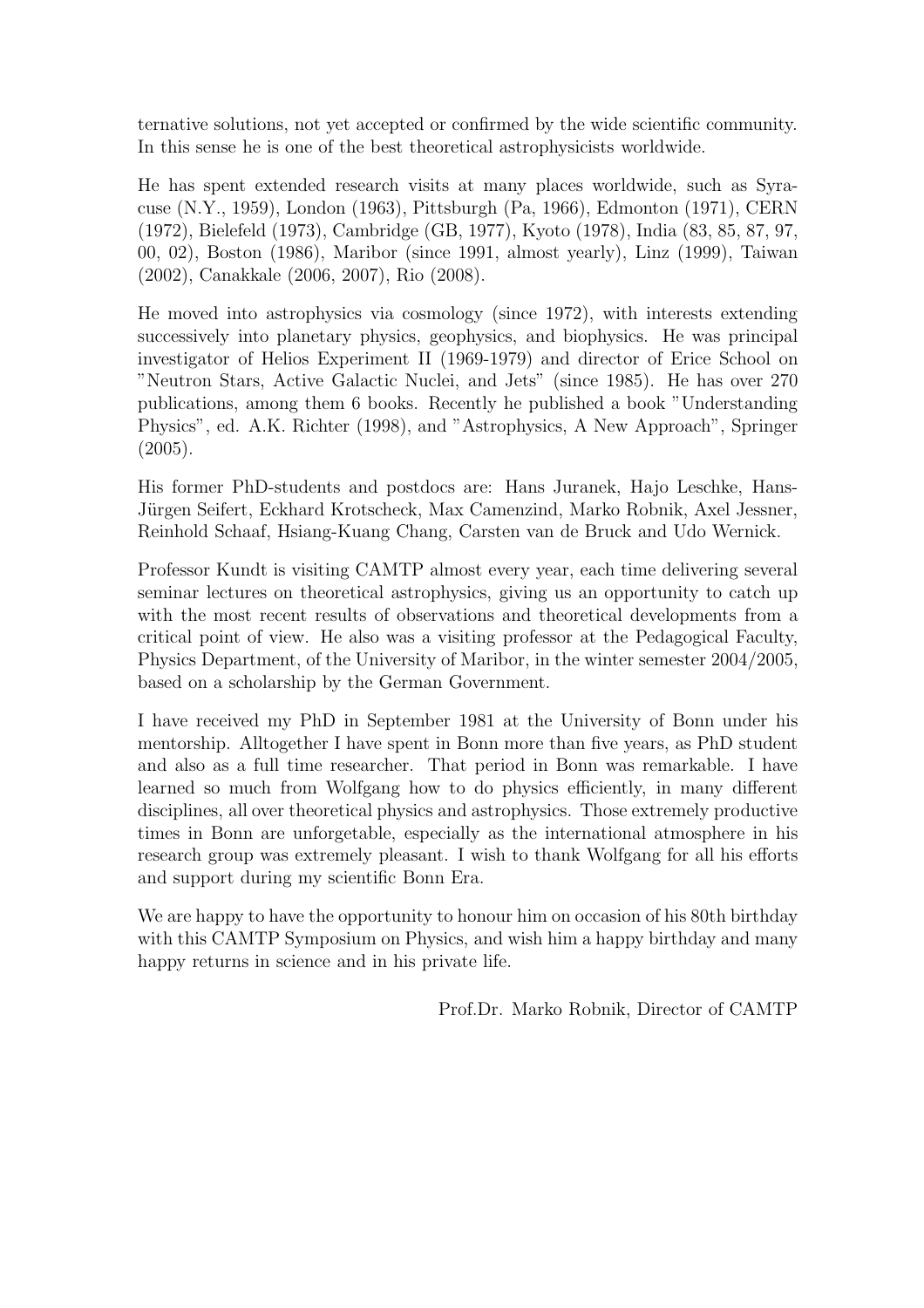ternative solutions, not yet accepted or confirmed by the wide scientific community. In this sense he is one of the best theoretical astrophysicists worldwide.

He has spent extended research visits at many places worldwide, such as Syracuse (N.Y., 1959), London (1963), Pittsburgh (Pa, 1966), Edmonton (1971), CERN (1972), Bielefeld (1973), Cambridge (GB, 1977), Kyoto (1978), India (83, 85, 87, 97, 00, 02), Boston (1986), Maribor (since 1991, almost yearly), Linz (1999), Taiwan (2002), Canakkale (2006, 2007), Rio (2008).

He moved into astrophysics via cosmology (since 1972), with interests extending successively into planetary physics, geophysics, and biophysics. He was principal investigator of Helios Experiment II (1969-1979) and director of Erice School on "Neutron Stars, Active Galactic Nuclei, and Jets" (since 1985). He has over 270 publications, among them 6 books. Recently he published a book "Understanding Physics", ed. A.K. Richter (1998), and "Astrophysics, A New Approach", Springer (2005).

His former PhD-students and postdocs are: Hans Juranek, Hajo Leschke, Hans-Jürgen Seifert, Eckhard Krotscheck, Max Camenzind, Marko Robnik, Axel Jessner, Reinhold Schaaf, Hsiang-Kuang Chang, Carsten van de Bruck and Udo Wernick.

Professor Kundt is visiting CAMTP almost every year, each time delivering several seminar lectures on theoretical astrophysics, giving us an opportunity to catch up with the most recent results of observations and theoretical developments from a critical point of view. He also was a visiting professor at the Pedagogical Faculty, Physics Department, of the University of Maribor, in the winter semester 2004/2005, based on a scholarship by the German Government.

I have received my PhD in September 1981 at the University of Bonn under his mentorship. Alltogether I have spent in Bonn more than five years, as PhD student and also as a full time researcher. That period in Bonn was remarkable. I have learned so much from Wolfgang how to do physics efficiently, in many different disciplines, all over theoretical physics and astrophysics. Those extremely productive times in Bonn are unforgetable, especially as the international atmosphere in his research group was extremely pleasant. I wish to thank Wolfgang for all his efforts and support during my scientific Bonn Era.

We are happy to have the opportunity to honour him on occasion of his 80th birthday with this CAMTP Symposium on Physics, and wish him a happy birthday and many happy returns in science and in his private life.

Prof.Dr. Marko Robnik, Director of CAMTP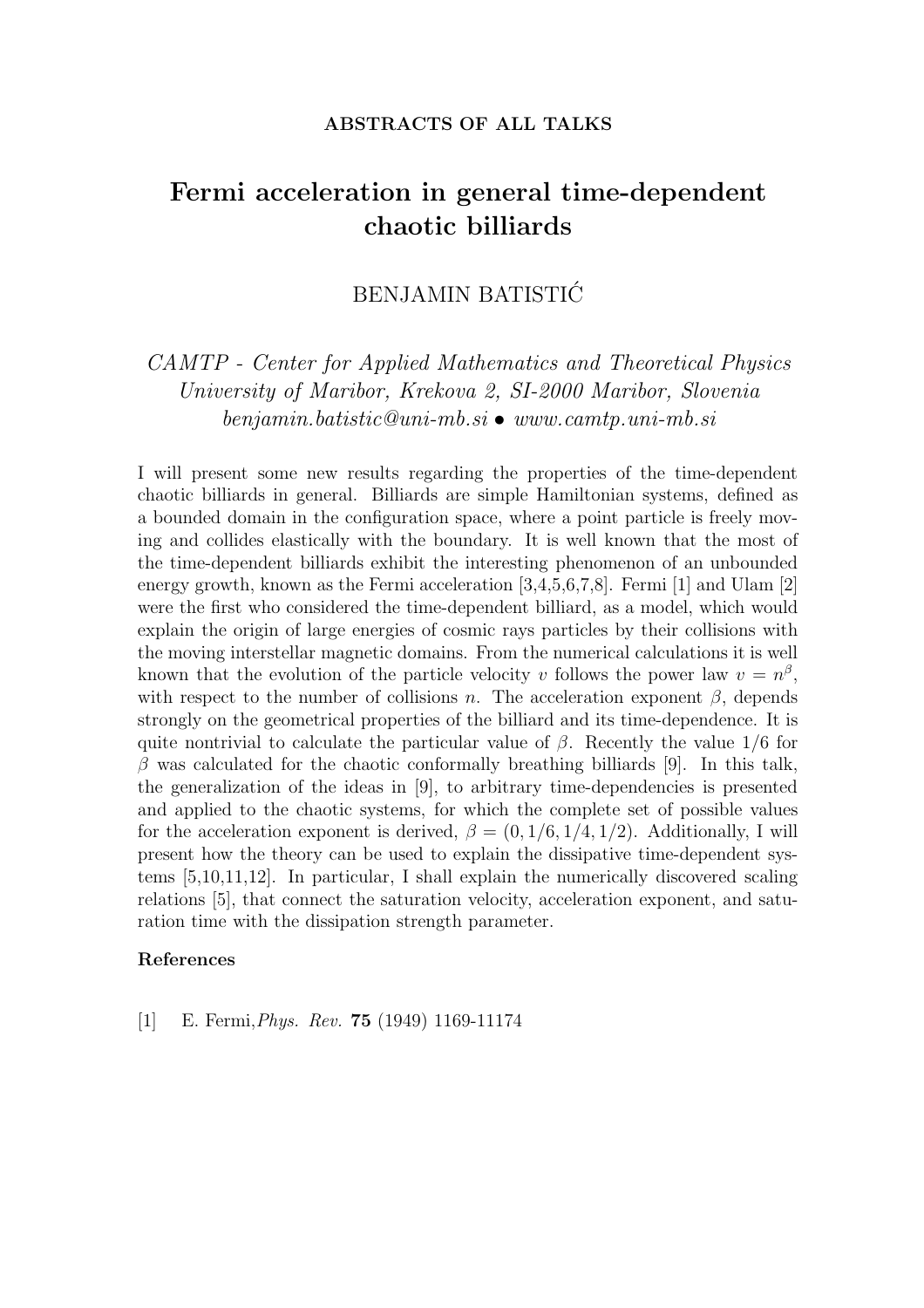# Fermi acceleration in general time-dependent chaotic billiards

BENJAMIN BATISTIĆ

*CAMTP - Center for Applied Mathematics and Theoretical Physics*
*University of Maribor, Krekova 2, SI-2000 Maribor, Slovenia*
*benjamin.batistic@uni-mb.si • www.camtp.uni-mb.si*

I will present some new results regarding the properties of the time-dependent chaotic billiards in general. Billiards are simple Hamiltonian systems, defined as a bounded domain in the configuration space, where a point particle is freely moving and collides elastically with the boundary. It is well known that the most of the time-dependent billiards exhibit the interesting phenomenon of an unbounded energy growth, known as the Fermi acceleration [3,4,5,6,7,8]. Fermi [1] and Ulam [2] were the first who considered the time-dependent billiard, as a model, which would explain the origin of large energies of cosmic rays particles by their collisions with the moving interstellar magnetic domains. From the numerical calculations it is well known that the evolution of the particle velocity $v$ follows the power law $v = n^{\beta}$, with respect to the number of collisions $n$. The acceleration exponent $\beta$, depends strongly on the geometrical properties of the billiard and its time-dependence. It is quite nontrivial to calculate the particular value of $\beta$. Recently the value 1/6 for $\beta$ was calculated for the chaotic conformally breathing billiards [9]. In this talk, the generalization of the ideas in [9], to arbitrary time-dependencies is presented and applied to the chaotic systems, for which the complete set of possible values for the acceleration exponent is derived, $\beta = (0, 1/6, 1/4, 1/2)$. Additionally, I will present how the theory can be used to explain the dissipative time-dependent systems [5,10,11,12]. In particular, I shall explain the numerically discovered scaling relations [5], that connect the saturation velocity, acceleration exponent, and saturation time with the dissipation strength parameter.

### References

[1] E. Fermi, *Phys. Rev.* **75** (1949) 1169-11174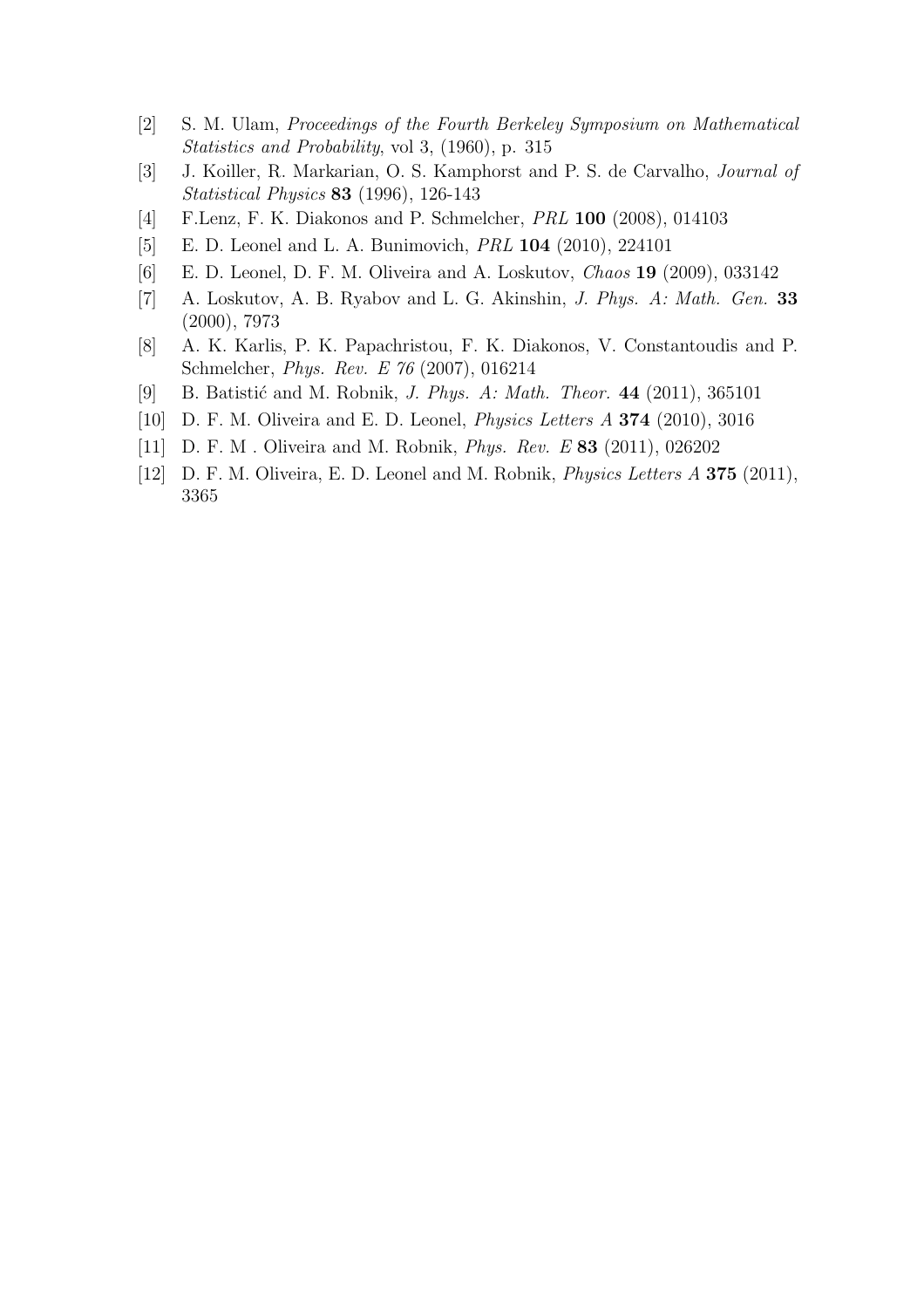[2] S. M. Ulam, *Proceedings of the Fourth Berkeley Symposium on Mathematical Statistics and Probability*, vol 3, (1960), p. 315

[3] J. Koiller, R. Markarian, O. S. Kamphorst and P. S. de Carvalho, *Journal of Statistical Physics* **83** (1996), 126-143

[4] F.Lenz, F. K. Diakonos and P. Schmelcher, *PRL* **100** (2008), 014103

[5] E. D. Leonel and L. A. Bunimovich, *PRL* **104** (2010), 224101

[6] E. D. Leonel, D. F. M. Oliveira and A. Loskutov, *Chaos* **19** (2009), 033142

[7] A. Loskutov, A. B. Ryabov and L. G. Akinshin, *J. Phys. A: Math. Gen.* **33** (2000), 7973

[8] A. K. Karlis, P. K. Papachristou, F. K. Diakonos, V. Constantoudis and P. Schmelcher, *Phys. Rev. E 76* (2007), 016214

[9] B. Batistić and M. Robnik, *J. Phys. A: Math. Theor.* **44** (2011), 365101

[10] D. F. M. Oliveira and E. D. Leonel, *Physics Letters A* **374** (2010), 3016

[11] D. F. M . Oliveira and M. Robnik, *Phys. Rev. E* **83** (2011), 026202

[12] D. F. M. Oliveira, E. D. Leonel and M. Robnik, *Physics Letters A* **375** (2011), 3365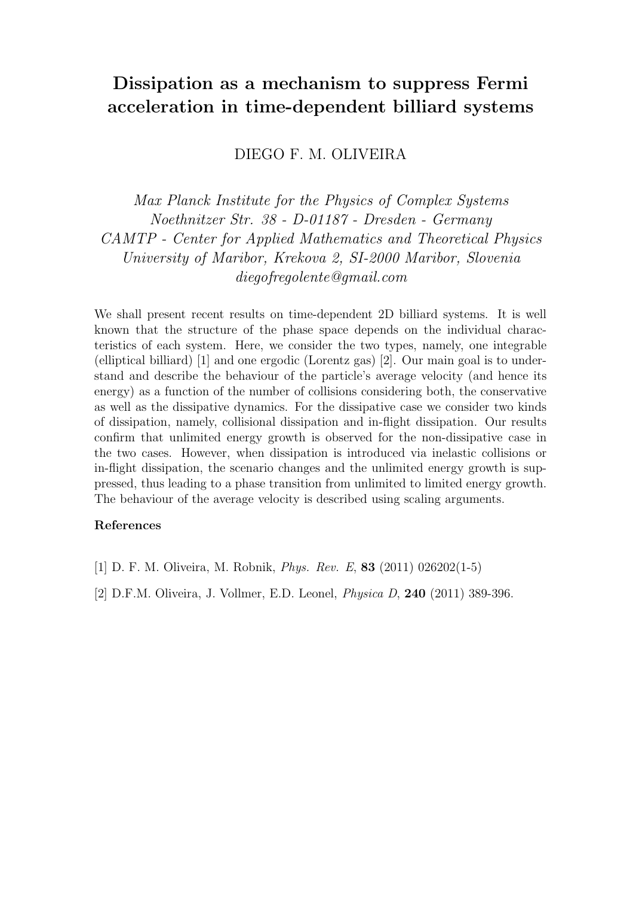# Dissipation as a mechanism to suppress Fermi acceleration in time-dependent billiard systems

DIEGO F. M. OLIVEIRA

*Max Planck Institute for the Physics of Complex Systems*
*Noethnitzer Str. 38 - D-01187 - Dresden - Germany*
*CAMTP - Center for Applied Mathematics and Theoretical Physics*
*University of Maribor, Krekova 2, SI-2000 Maribor, Slovenia*
*diegofregolente@gmail.com*

We shall present recent results on time-dependent 2D billiard systems. It is well known that the structure of the phase space depends on the individual characteristics of each system. Here, we consider the two types, namely, one integrable (elliptical billiard) [1] and one ergodic (Lorentz gas) [2]. Our main goal is to understand and describe the behaviour of the particle's average velocity (and hence its energy) as a function of the number of collisions considering both, the conservative as well as the dissipative dynamics. For the dissipative case we consider two kinds of dissipation, namely, collisional dissipation and in-flight dissipation. Our results confirm that unlimited energy growth is observed for the non-dissipative case in the two cases. However, when dissipation is introduced via inelastic collisions or in-flight dissipation, the scenario changes and the unlimited energy growth is suppressed, thus leading to a phase transition from unlimited to limited energy growth. The behaviour of the average velocity is described using scaling arguments.

**References**

[1] D. F. M. Oliveira, M. Robnik, *Phys. Rev. E*, **83** (2011) 026202(1-5)

[2] D.F.M. Oliveira, J. Vollmer, E.D. Leonel, *Physica D*, **240** (2011) 389-396.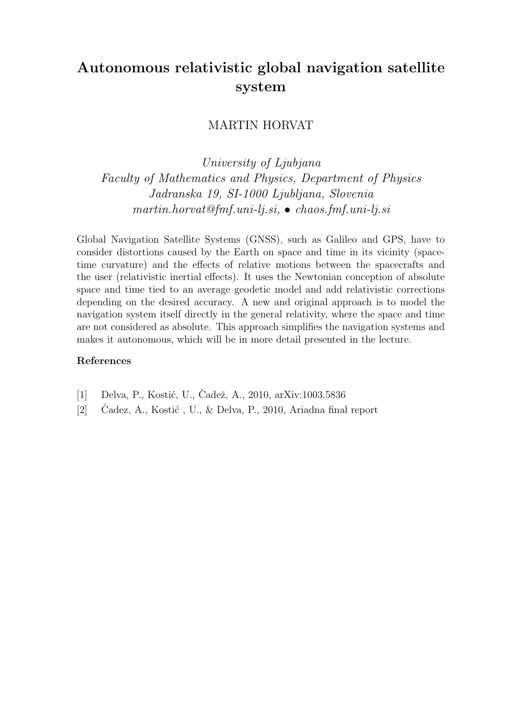# Autonomous relativistic global navigation satellite system

MARTIN HORVAT

*University of Ljubjana*
*Faculty of Mathematics and Physics, Department of Physics*
*Jadranska 19, SI-1000 Ljubljana, Slovenia*
*martin.horvat@fmf.uni-lj.si, • chaos.fmf.uni-lj.si*

Global Navigation Satellite Systems (GNSS), such as Galileo and GPS, have to consider distortions caused by the Earth on space and time in its vicinity (space-time curvature) and the effects of relative motions between the spacecrafts and the user (relativistic inertial effects). It uses the Newtonian conception of absolute space and time tied to an average geodetic model and add relativistic corrections depending on the desired accuracy. A new and original approach is to model the navigation system itself directly in the general relativity, where the space and time are not considered as absolute. This approach simplifies the navigation systems and makes it autonomous, which will be in more detail presented in the lecture.

**References**

[1] Delva, P., Kostić, U., Čadež, A., 2010, arXiv:1003.5836

[2] Čadez, A., Kostić , U., & Delva, P., 2010, Ariadna final report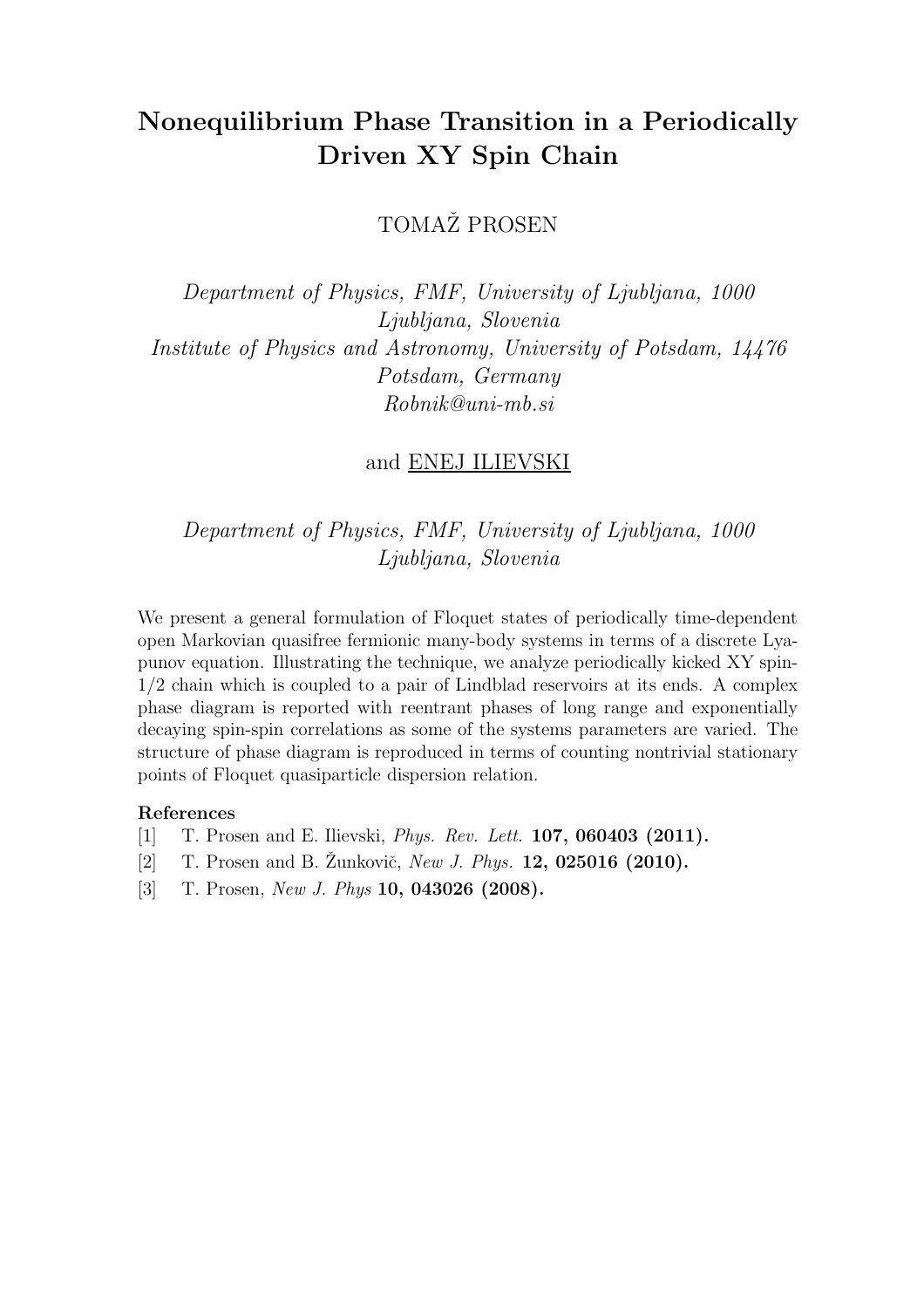# Nonequilibrium Phase Transition in a Periodically Driven XY Spin Chain

TOMAŽ PROSEN

*Department of Physics, FMF, University of Ljubljana, 1000 Ljubljana, Slovenia*
*Institute of Physics and Astronomy, University of Potsdam, 14476 Potsdam, Germany*
*Robnik@uni-mb.si*

and ENEJ ILIEVSKI

*Department of Physics, FMF, University of Ljubljana, 1000 Ljubljana, Slovenia*

We present a general formulation of Floquet states of periodically time-dependent open Markovian quasifree fermionic many-body systems in terms of a discrete Lyapunov equation. Illustrating the technique, we analyze periodically kicked XY spin-1/2 chain which is coupled to a pair of Lindblad reservoirs at its ends. A complex phase diagram is reported with reentrant phases of long range and exponentially decaying spin-spin correlations as some of the systems parameters are varied. The structure of phase diagram is reproduced in terms of counting nontrivial stationary points of Floquet quasiparticle dispersion relation.

**References**

[1] T. Prosen and E. Ilievski, *Phys. Rev. Lett.* **107, 060403 (2011).**

[2] T. Prosen and B. Žunkovič, *New J. Phys.* **12, 025016 (2010).**

[3] T. Prosen, *New J. Phys* **10, 043026 (2008).**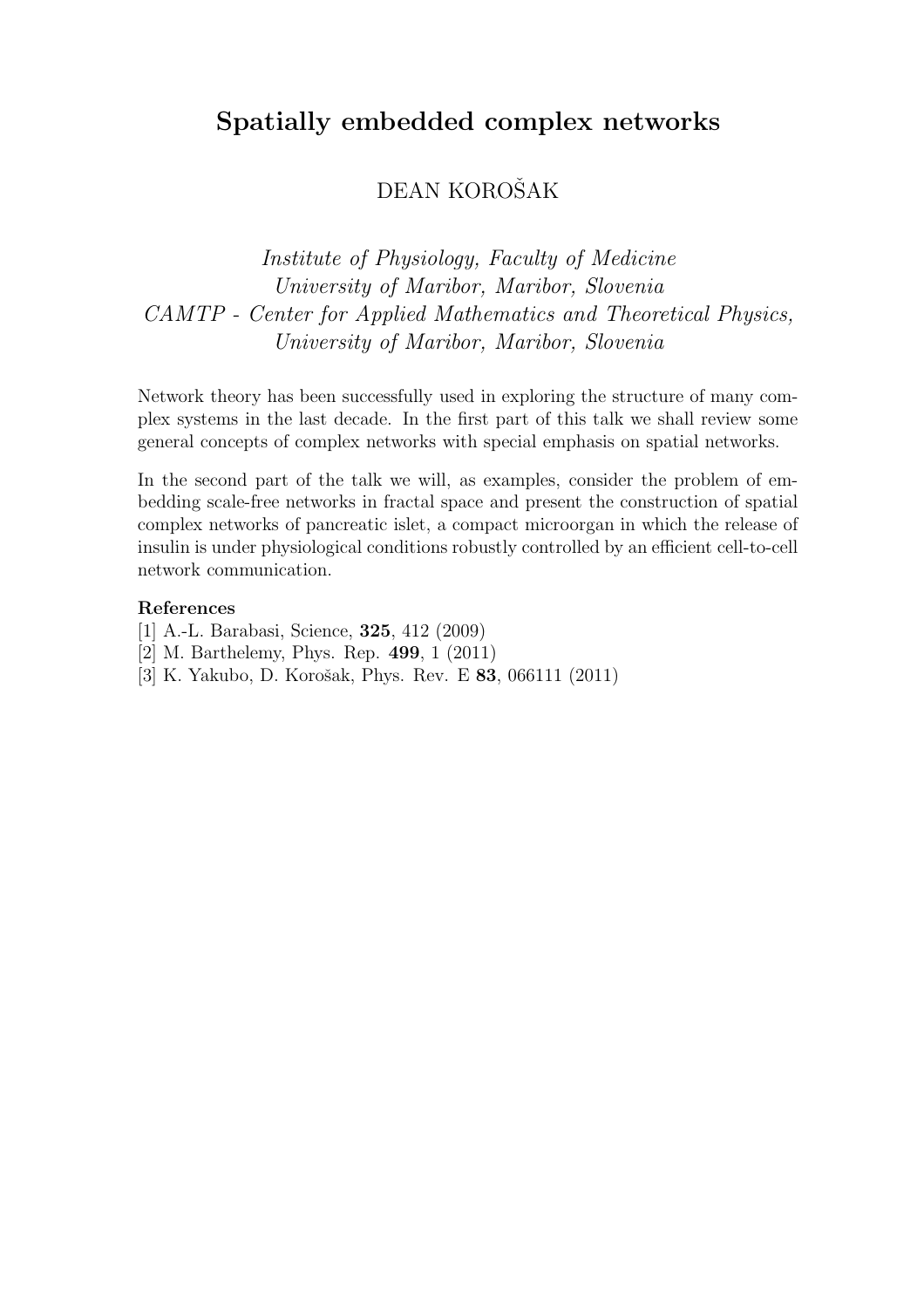# Spatially embedded complex networks

DEAN KOROŠAK

*Institute of Physiology, Faculty of Medicine*
*University of Maribor, Maribor, Slovenia*
*CAMTP - Center for Applied Mathematics and Theoretical Physics,*
*University of Maribor, Maribor, Slovenia*

Network theory has been successfully used in exploring the structure of many complex systems in the last decade. In the first part of this talk we shall review some general concepts of complex networks with special emphasis on spatial networks.

In the second part of the talk we will, as examples, consider the problem of embedding scale-free networks in fractal space and present the construction of spatial complex networks of pancreatic islet, a compact microorgan in which the release of insulin is under physiological conditions robustly controlled by an efficient cell-to-cell network communication.

**References**

[1] A.-L. Barabasi, Science, **325**, 412 (2009)
[2] M. Barthelemy, Phys. Rep. **499**, 1 (2011)
[3] K. Yakubo, D. Korošak, Phys. Rev. E **83**, 066111 (2011)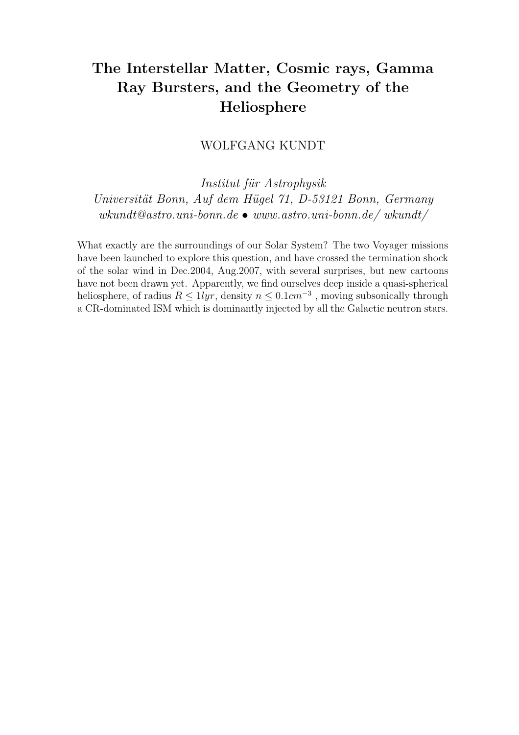# The Interstellar Matter, Cosmic rays, Gamma Ray Bursters, and the Geometry of the Heliosphere

WOLFGANG KUNDT

*Institut für Astrophysik*
*Universität Bonn, Auf dem Hügel 71, D-53121 Bonn, Germany*
*wkundt@astro.uni-bonn.de • www.astro.uni-bonn.de/ wkundt/*

What exactly are the surroundings of our Solar System? The two Voyager missions have been launched to explore this question, and have crossed the termination shock of the solar wind in Dec.2004, Aug.2007, with several surprises, but new cartoons have not been drawn yet. Apparently, we find ourselves deep inside a quasi-spherical heliosphere, of radius $R \leq 1lyr$, density $n \leq 0.1cm^{-3}$ , moving subsonically through a CR-dominated ISM which is dominantly injected by all the Galactic neutron stars.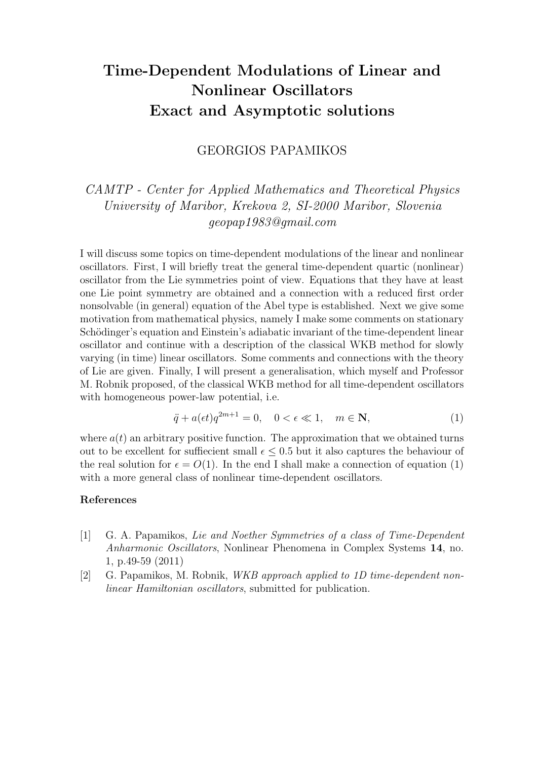# Time-Dependent Modulations of Linear and Nonlinear Oscillators
# Exact and Asymptotic solutions

GEORGIOS PAPAMIKOS

*CAMTP - Center for Applied Mathematics and Theoretical Physics*
*University of Maribor, Krekova 2, SI-2000 Maribor, Slovenia*
*geopap1983@gmail.com*

I will discuss some topics on time-dependent modulations of the linear and nonlinear oscillators. First, I will briefly treat the general time-dependent quartic (nonlinear) oscillator from the Lie symmetries point of view. Equations that they have at least one Lie point symmetry are obtained and a connection with a reduced first order nonsolvable (in general) equation of the Abel type is established. Next we give some motivation from mathematical physics, namely I make some comments on stationary Schödinger's equation and Einstein's adiabatic invariant of the time-dependent linear oscillator and continue with a description of the classical WKB method for slowly varying (in time) linear oscillators. Some comments and connections with the theory of Lie are given. Finally, I will present a generalisation, which myself and Professor M. Robnik proposed, of the classical WKB method for all time-dependent oscillators with homogeneous power-law potential, i.e.

$$\ddot{q} + a(\epsilon t)q^{2m+1} = 0, \quad 0 < \epsilon \ll 1, \quad m \in \mathbf{N}, \tag{1}$$

where $a(t)$ an arbitrary positive function. The approximation that we obtained turns out to be excellent for suffiecient small $\epsilon \leq 0.5$ but it also captures the behaviour of the real solution for $\epsilon = O(1)$. In the end I shall make a connection of equation (1) with a more general class of nonlinear time-dependent oscillators.

### References

[1] G. A. Papamikos, *Lie and Noether Symmetries of a class of Time-Dependent Anharmonic Oscillators*, Nonlinear Phenomena in Complex Systems **14**, no. 1, p.49-59 (2011)

[2] G. Papamikos, M. Robnik, *WKB approach applied to 1D time-dependent nonlinear Hamiltonian oscillators*, submitted for publication.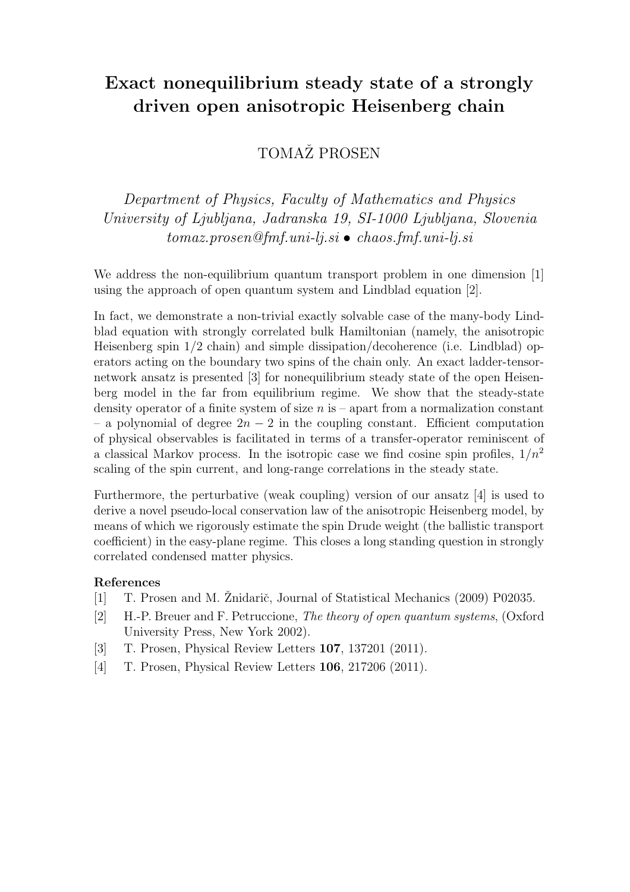# Exact nonequilibrium steady state of a strongly driven open anisotropic Heisenberg chain

TOMAŽ PROSEN

*Department of Physics, Faculty of Mathematics and Physics*
*University of Ljubljana, Jadranska 19, SI-1000 Ljubljana, Slovenia*
*tomaz.prosen@fmf.uni-lj.si • chaos.fmf.uni-lj.si*

We address the non-equilibrium quantum transport problem in one dimension [1] using the approach of open quantum system and Lindblad equation [2].

In fact, we demonstrate a non-trivial exactly solvable case of the many-body Lindblad equation with strongly correlated bulk Hamiltonian (namely, the anisotropic Heisenberg spin 1/2 chain) and simple dissipation/decoherence (i.e. Lindblad) operators acting on the boundary two spins of the chain only. An exact ladder-tensor-network ansatz is presented [3] for nonequilibrium steady state of the open Heisenberg model in the far from equilibrium regime. We show that the steady-state density operator of a finite system of size $n$ is – apart from a normalization constant – a polynomial of degree $2n-2$ in the coupling constant. Efficient computation of physical observables is facilitated in terms of a transfer-operator reminiscent of a classical Markov process. In the isotropic case we find cosine spin profiles, $1/n^2$ scaling of the spin current, and long-range correlations in the steady state.

Furthermore, the perturbative (weak coupling) version of our ansatz [4] is used to derive a novel pseudo-local conservation law of the anisotropic Heisenberg model, by means of which we rigorously estimate the spin Drude weight (the ballistic transport coefficient) in the easy-plane regime. This closes a long standing question in strongly correlated condensed matter physics.

**References**

[1] T. Prosen and M. Žnidarič, Journal of Statistical Mechanics (2009) P02035.

[2] H.-P. Breuer and F. Petruccione, *The theory of open quantum systems*, (Oxford University Press, New York 2002).

[3] T. Prosen, Physical Review Letters **107**, 137201 (2011).

[4] T. Prosen, Physical Review Letters **106**, 217206 (2011).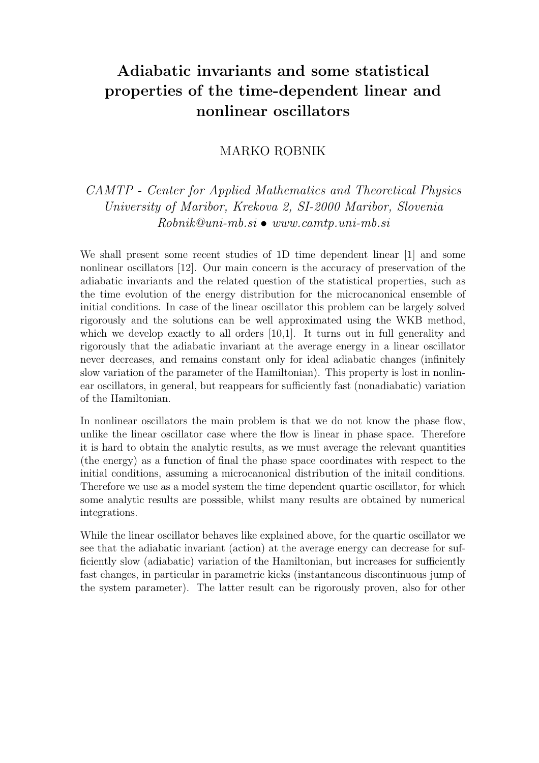# Adiabatic invariants and some statistical properties of the time-dependent linear and nonlinear oscillators

MARKO ROBNIK

*CAMTP - Center for Applied Mathematics and Theoretical Physics*
*University of Maribor, Krekova 2, SI-2000 Maribor, Slovenia*
*Robnik@uni-mb.si* • *www.camtp.uni-mb.si*

We shall present some recent studies of 1D time dependent linear [1] and some nonlinear oscillators [12]. Our main concern is the accuracy of preservation of the adiabatic invariants and the related question of the statistical properties, such as the time evolution of the energy distribution for the microcanonical ensemble of initial conditions. In case of the linear oscillator this problem can be largely solved rigorously and the solutions can be well approximated using the WKB method, which we develop exactly to all orders [10,1]. It turns out in full generality and rigorously that the adiabatic invariant at the average energy in a linear oscillator never decreases, and remains constant only for ideal adiabatic changes (infinitely slow variation of the parameter of the Hamiltonian). This property is lost in nonlinear oscillators, in general, but reappears for sufficiently fast (nonadiabatic) variation of the Hamiltonian.

In nonlinear oscillators the main problem is that we do not know the phase flow, unlike the linear oscillator case where the flow is linear in phase space. Therefore it is hard to obtain the analytic results, as we must average the relevant quantities (the energy) as a function of final the phase space coordinates with respect to the initial conditions, assuming a microcanonical distribution of the initail conditions. Therefore we use as a model system the time dependent quartic oscillator, for which some analytic results are posssible, whilst many results are obtained by numerical integrations.

While the linear oscillator behaves like explained above, for the quartic oscillator we see that the adiabatic invariant (action) at the average energy can decrease for sufficiently slow (adiabatic) variation of the Hamiltonian, but increases for sufficiently fast changes, in particular in parametric kicks (instantaneous discontinuous jump of the system parameter). The latter result can be rigorously proven, also for other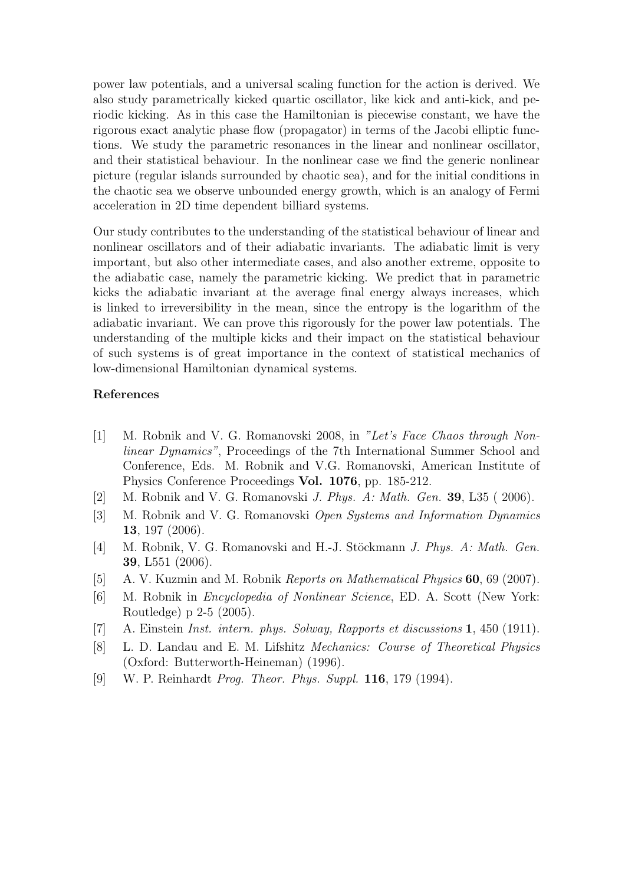power law potentials, and a universal scaling function for the action is derived. We also study parametrically kicked quartic oscillator, like kick and anti-kick, and periodic kicking. As in this case the Hamiltonian is piecewise constant, we have the rigorous exact analytic phase flow (propagator) in terms of the Jacobi elliptic functions. We study the parametric resonances in the linear and nonlinear oscillator, and their statistical behaviour. In the nonlinear case we find the generic nonlinear picture (regular islands surrounded by chaotic sea), and for the initial conditions in the chaotic sea we observe unbounded energy growth, which is an analogy of Fermi acceleration in 2D time dependent billiard systems.

Our study contributes to the understanding of the statistical behaviour of linear and nonlinear oscillators and of their adiabatic invariants. The adiabatic limit is very important, but also other intermediate cases, and also another extreme, opposite to the adiabatic case, namely the parametric kicking. We predict that in parametric kicks the adiabatic invariant at the average final energy always increases, which is linked to irreversibility in the mean, since the entropy is the logarithm of the adiabatic invariant. We can prove this rigorously for the power law potentials. The understanding of the multiple kicks and their impact on the statistical behaviour of such systems is of great importance in the context of statistical mechanics of low-dimensional Hamiltonian dynamical systems.

## References

[1] M. Robnik and V. G. Romanovski 2008, in *"Let's Face Chaos through Nonlinear Dynamics"*, Proceedings of the 7th International Summer School and Conference, Eds. M. Robnik and V.G. Romanovski, American Institute of Physics Conference Proceedings **Vol. 1076**, pp. 185-212.

[2] M. Robnik and V. G. Romanovski *J. Phys. A: Math. Gen.* **39**, L35 ( 2006).

[3] M. Robnik and V. G. Romanovski *Open Systems and Information Dynamics* **13**, 197 (2006).

[4] M. Robnik, V. G. Romanovski and H.-J. Stöckmann *J. Phys. A: Math. Gen.* **39**, L551 (2006).

[5] A. V. Kuzmin and M. Robnik *Reports on Mathematical Physics* **60**, 69 (2007).

[6] M. Robnik in *Encyclopedia of Nonlinear Science*, ED. A. Scott (New York: Routledge) p 2-5 (2005).

[7] A. Einstein *Inst. intern. phys. Solway, Rapports et discussions* **1**, 450 (1911).

[8] L. D. Landau and E. M. Lifshitz *Mechanics: Course of Theoretical Physics* (Oxford: Butterworth-Heineman) (1996).

[9] W. P. Reinhardt *Prog. Theor. Phys. Suppl.* **116**, 179 (1994).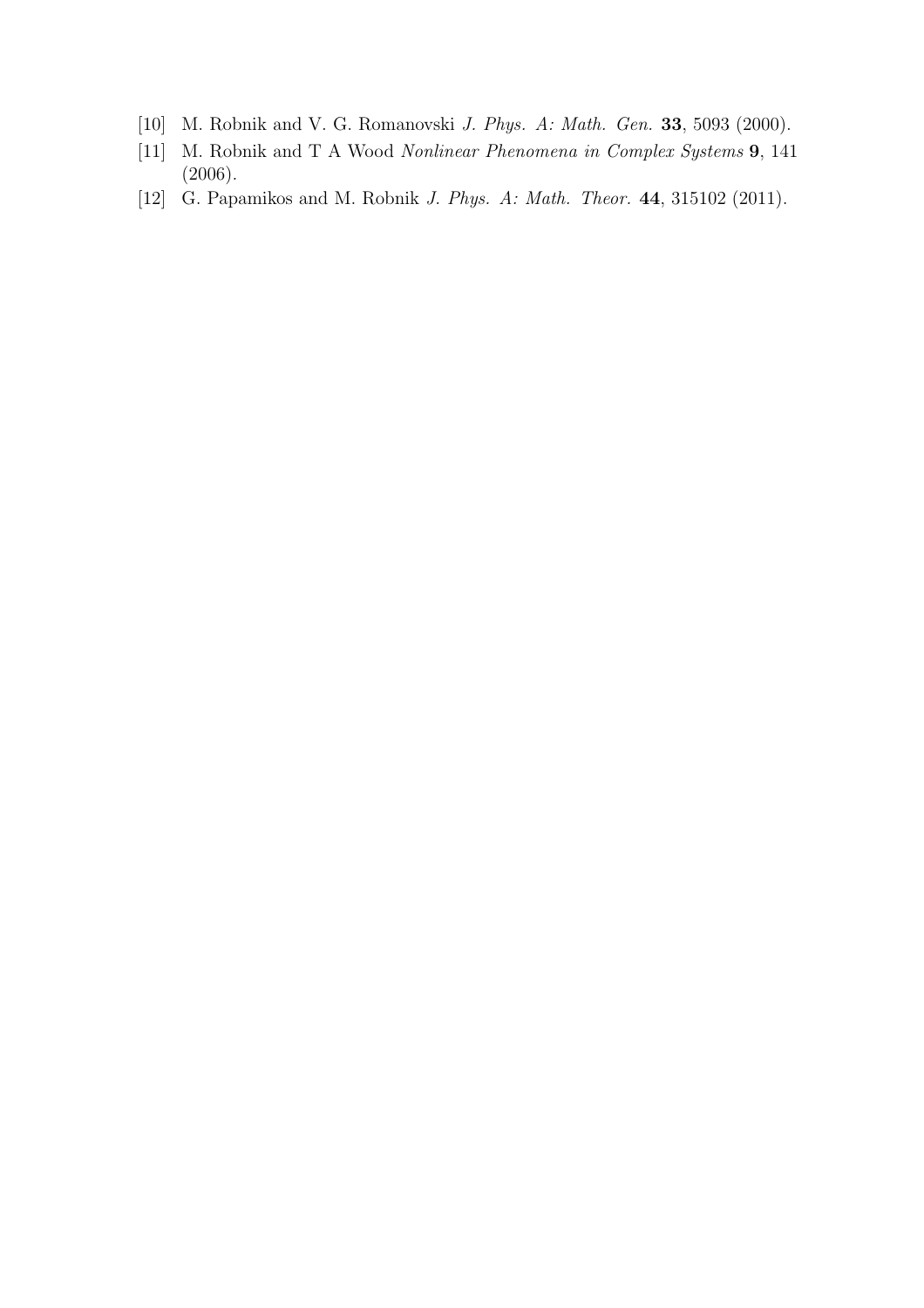[10] M. Robnik and V. G. Romanovski *J. Phys. A: Math. Gen.* **33**, 5093 (2000).

[11] M. Robnik and T A Wood *Nonlinear Phenomena in Complex Systems* **9**, 141 (2006).

[12] G. Papamikos and M. Robnik *J. Phys. A: Math. Theor.* **44**, 315102 (2011).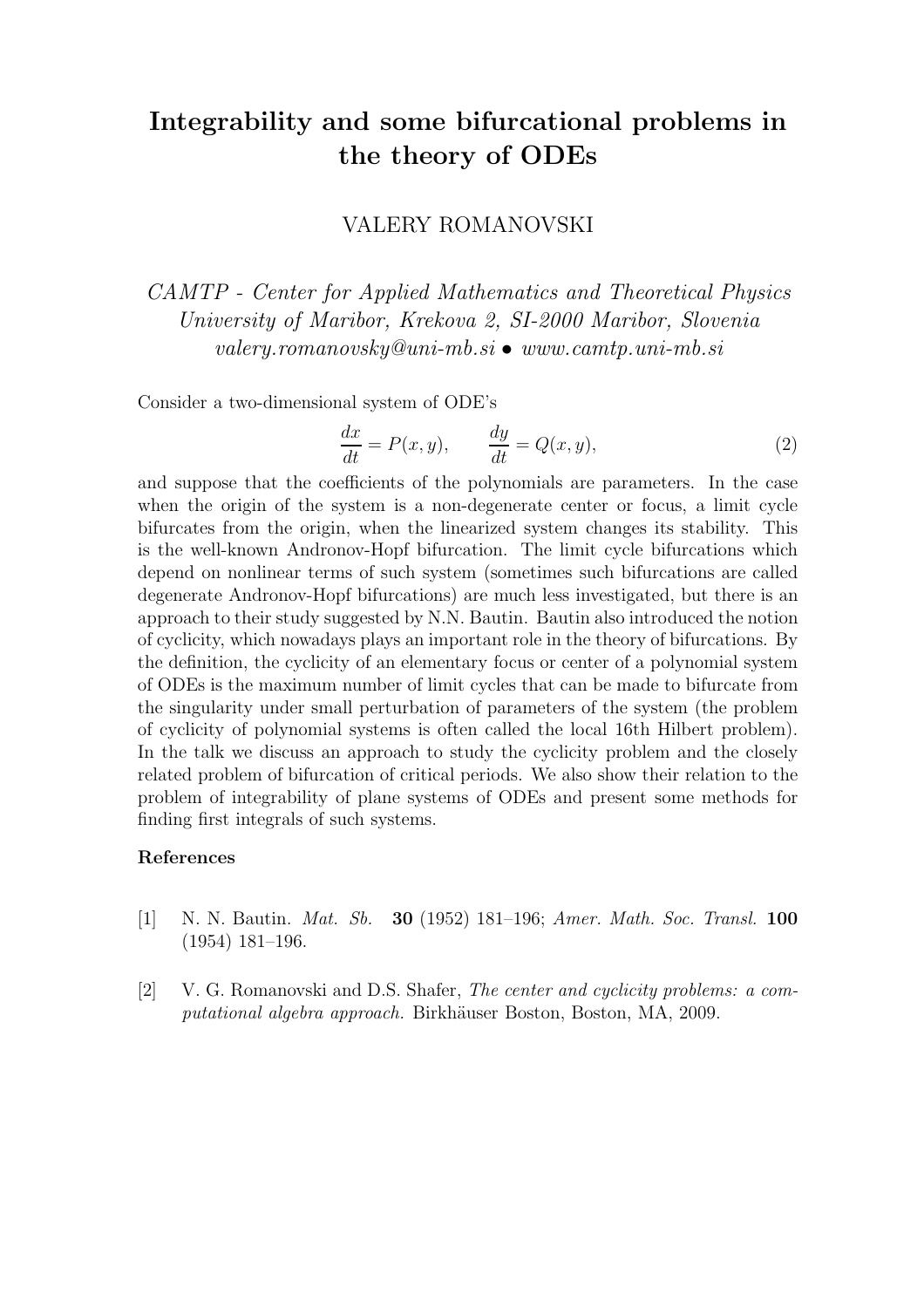# Integrability and some bifurcational problems in the theory of ODEs

VALERY ROMANOVSKI

*CAMTP - Center for Applied Mathematics and Theoretical Physics*
*University of Maribor, Krekova 2, SI-2000 Maribor, Slovenia*
*valery.romanovsky@uni-mb.si • www.camtp.uni-mb.si*

Consider a two-dimensional system of ODE's

$$\frac{dx}{dt} = P(x,y), \qquad \frac{dy}{dt} = Q(x,y), \tag{2}$$

and suppose that the coefficients of the polynomials are parameters. In the case when the origin of the system is a non-degenerate center or focus, a limit cycle bifurcates from the origin, when the linearized system changes its stability. This is the well-known Andronov-Hopf bifurcation. The limit cycle bifurcations which depend on nonlinear terms of such system (sometimes such bifurcations are called degenerate Andronov-Hopf bifurcations) are much less investigated, but there is an approach to their study suggested by N.N. Bautin. Bautin also introduced the notion of cyclicity, which nowadays plays an important role in the theory of bifurcations. By the definition, the cyclicity of an elementary focus or center of a polynomial system of ODEs is the maximum number of limit cycles that can be made to bifurcate from the singularity under small perturbation of parameters of the system (the problem of cyclicity of polynomial systems is often called the local 16th Hilbert problem). In the talk we discuss an approach to study the cyclicity problem and the closely related problem of bifurcation of critical periods. We also show their relation to the problem of integrability of plane systems of ODEs and present some methods for finding first integrals of such systems.

### References

[1] N. N. Bautin. *Mat. Sb.* **30** (1952) 181–196; *Amer. Math. Soc. Transl.* **100** (1954) 181–196.

[2] V. G. Romanovski and D.S. Shafer, *The center and cyclicity problems: a computational algebra approach.* Birkhäuser Boston, Boston, MA, 2009.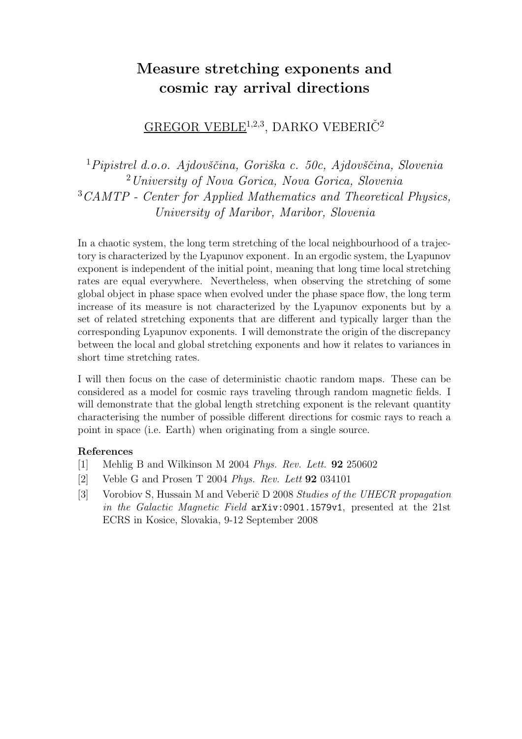# Measure stretching exponents and cosmic ray arrival directions

<u>GREGOR VEBLE</u>[1,2,3], DARKO VEBERIČ[2]

[1]*Pipistrel d.o.o. Ajdovščina, Goriška c. 50c, Ajdovščina, Slovenia*
[2]*University of Nova Gorica, Nova Gorica, Slovenia*
[3]*CAMTP - Center for Applied Mathematics and Theoretical Physics, University of Maribor, Maribor, Slovenia*

In a chaotic system, the long term stretching of the local neighbourhood of a trajectory is characterized by the Lyapunov exponent. In an ergodic system, the Lyapunov exponent is independent of the initial point, meaning that long time local stretching rates are equal everywhere. Nevertheless, when observing the stretching of some global object in phase space when evolved under the phase space flow, the long term increase of its measure is not characterized by the Lyapunov exponents but by a set of related stretching exponents that are different and typically larger than the corresponding Lyapunov exponents. I will demonstrate the origin of the discrepancy between the local and global stretching exponents and how it relates to variances in short time stretching rates.

I will then focus on the case of deterministic chaotic random maps. These can be considered as a model for cosmic rays traveling through random magnetic fields. I will demonstrate that the global length stretching exponent is the relevant quantity characterising the number of possible different directions for cosmic rays to reach a point in space (i.e. Earth) when originating from a single source.

**References**

[1] Mehlig B and Wilkinson M 2004 *Phys. Rev. Lett.* **92** 250602

[2] Veble G and Prosen T 2004 *Phys. Rev. Lett* **92** 034101

[3] Vorobiov S, Hussain M and Veberič D 2008 *Studies of the UHECR propagation in the Galactic Magnetic Field* `arXiv:0901.1579v1`, presented at the 21st ECRS in Kosice, Slovakia, 9-12 September 2008